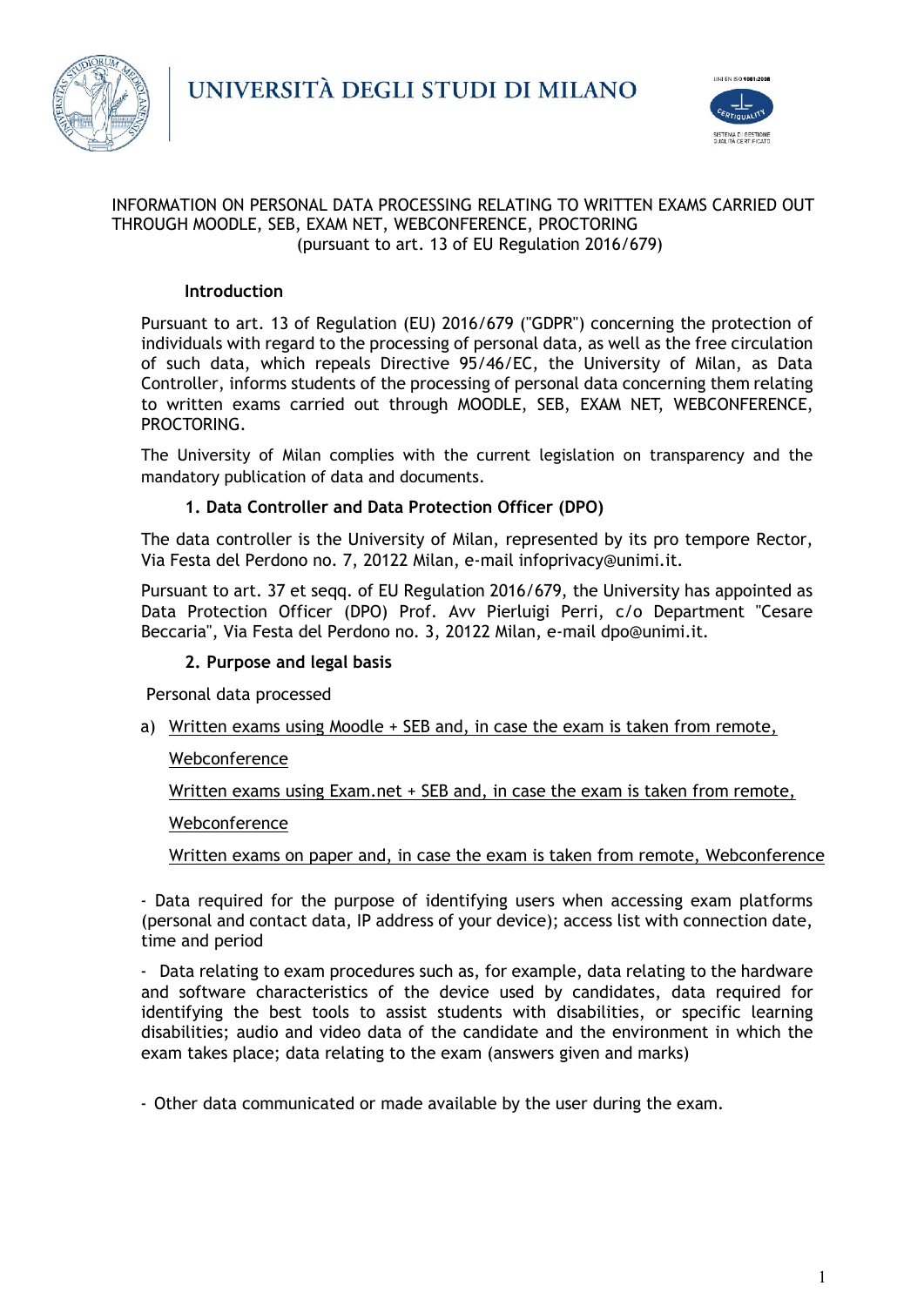UNIVERSITÀ DEGLI STUDI DI MILANO

# INFORMATION ON PERSONAL DATA PROCESSING RELATING TO WRITTEN EXAMS CARRIED OUT THROUGH MOODLE, SEB, EXAM NET, WEBCONFERENCE, PROCTORING
(pursuant to art. 13 of EU Regulation 2016/679)

## Introduction

Pursuant to art. 13 of Regulation (EU) 2016/679 ("GDPR") concerning the protection of individuals with regard to the processing of personal data, as well as the free circulation of such data, which repeals Directive 95/46/EC, the University of Milan, as Data Controller, informs students of the processing of personal data concerning them relating to written exams carried out through MOODLE, SEB, EXAM NET, WEBCONFERENCE, PROCTORING.

The University of Milan complies with the current legislation on transparency and the mandatory publication of data and documents.

## 1. Data Controller and Data Protection Officer (DPO)

The data controller is the University of Milan, represented by its pro tempore Rector, Via Festa del Perdono no. 7, 20122 Milan, e-mail infoprivacy@unimi.it.

Pursuant to art. 37 et seqq. of EU Regulation 2016/679, the University has appointed as Data Protection Officer (DPO) Prof. Avv Pierluigi Perri, c/o Department "Cesare Beccaria", Via Festa del Perdono no. 3, 20122 Milan, e-mail dpo@unimi.it.

## 2. Purpose and legal basis

Personal data processed

a) Written exams using Moodle + SEB and, in case the exam is taken from remote, Webconference

Written exams using Exam.net + SEB and, in case the exam is taken from remote, Webconference

Written exams on paper and, in case the exam is taken from remote, Webconference

- Data required for the purpose of identifying users when accessing exam platforms (personal and contact data, IP address of your device); access list with connection date, time and period

- Data relating to exam procedures such as, for example, data relating to the hardware and software characteristics of the device used by candidates, data required for identifying the best tools to assist students with disabilities, or specific learning disabilities; audio and video data of the candidate and the environment in which the exam takes place; data relating to the exam (answers given and marks)

- Other data communicated or made available by the user during the exam.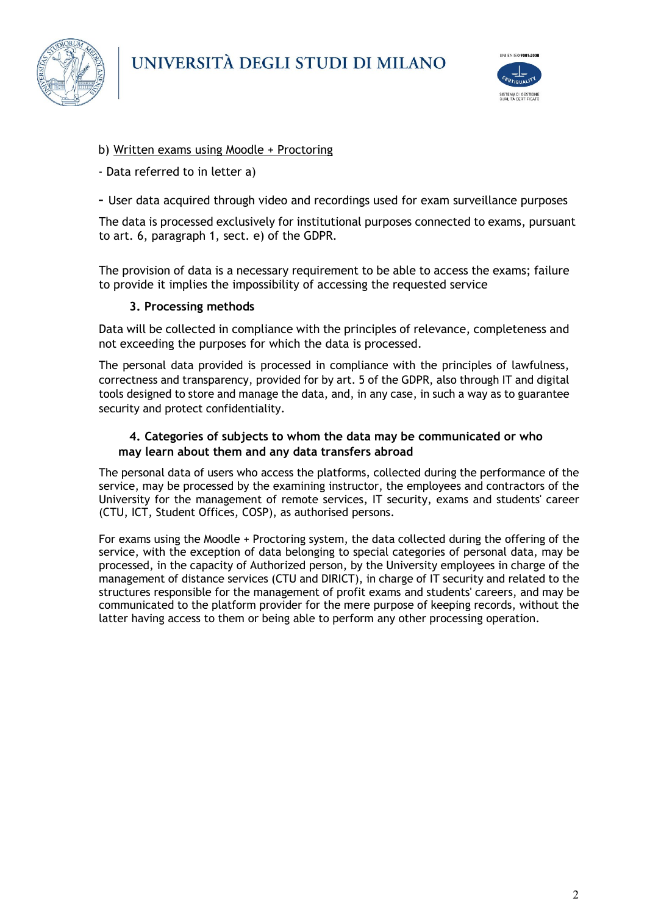b) <u>Written exams using Moodle + Proctoring</u>

- Data referred to in letter a)

- User data acquired through video and recordings used for exam surveillance purposes

The data is processed exclusively for institutional purposes connected to exams, pursuant to art. 6, paragraph 1, sect. e) of the GDPR.

The provision of data is a necessary requirement to be able to access the exams; failure to provide it implies the impossibility of accessing the requested service

### 3. Processing methods

Data will be collected in compliance with the principles of relevance, completeness and not exceeding the purposes for which the data is processed.

The personal data provided is processed in compliance with the principles of lawfulness, correctness and transparency, provided for by art. 5 of the GDPR, also through IT and digital tools designed to store and manage the data, and, in any case, in such a way as to guarantee security and protect confidentiality.

### 4. Categories of subjects to whom the data may be communicated or who may learn about them and any data transfers abroad

The personal data of users who access the platforms, collected during the performance of the service, may be processed by the examining instructor, the employees and contractors of the University for the management of remote services, IT security, exams and students' career (CTU, ICT, Student Offices, COSP), as authorised persons.

For exams using the Moodle + Proctoring system, the data collected during the offering of the service, with the exception of data belonging to special categories of personal data, may be processed, in the capacity of Authorized person, by the University employees in charge of the management of distance services (CTU and DIRICT), in charge of IT security and related to the structures responsible for the management of profit exams and students' careers, and may be communicated to the platform provider for the mere purpose of keeping records, without the latter having access to them or being able to perform any other processing operation.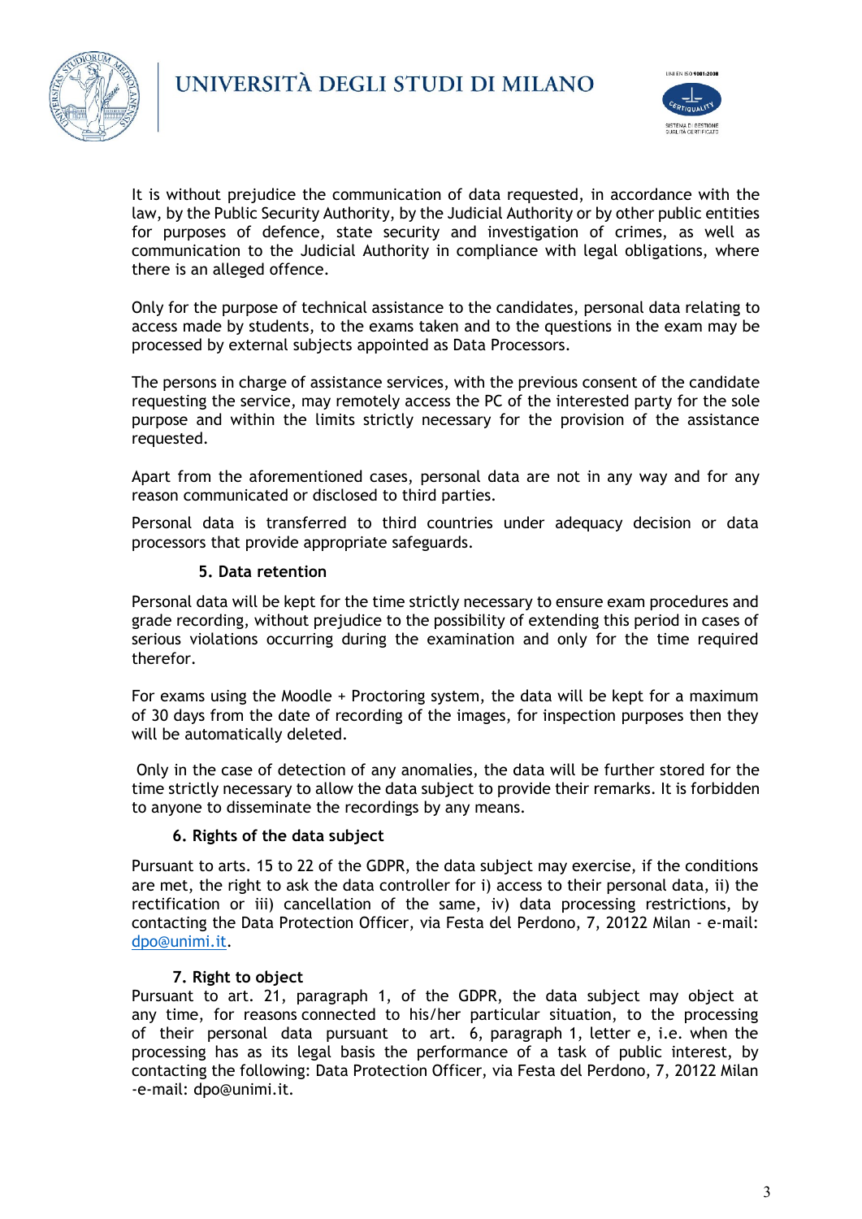It is without prejudice the communication of data requested, in accordance with the law, by the Public Security Authority, by the Judicial Authority or by other public entities for purposes of defence, state security and investigation of crimes, as well as communication to the Judicial Authority in compliance with legal obligations, where there is an alleged offence.

Only for the purpose of technical assistance to the candidates, personal data relating to access made by students, to the exams taken and to the questions in the exam may be processed by external subjects appointed as Data Processors.

The persons in charge of assistance services, with the previous consent of the candidate requesting the service, may remotely access the PC of the interested party for the sole purpose and within the limits strictly necessary for the provision of the assistance requested.

Apart from the aforementioned cases, personal data are not in any way and for any reason communicated or disclosed to third parties.

Personal data is transferred to third countries under adequacy decision or data processors that provide appropriate safeguards.

## 5. Data retention

Personal data will be kept for the time strictly necessary to ensure exam procedures and grade recording, without prejudice to the possibility of extending this period in cases of serious violations occurring during the examination and only for the time required therefor.

For exams using the Moodle + Proctoring system, the data will be kept for a maximum of 30 days from the date of recording of the images, for inspection purposes then they will be automatically deleted.

Only in the case of detection of any anomalies, the data will be further stored for the time strictly necessary to allow the data subject to provide their remarks. It is forbidden to anyone to disseminate the recordings by any means.

## 6. Rights of the data subject

Pursuant to arts. 15 to 22 of the GDPR, the data subject may exercise, if the conditions are met, the right to ask the data controller for i) access to their personal data, ii) the rectification or iii) cancellation of the same, iv) data processing restrictions, by contacting the Data Protection Officer, via Festa del Perdono, 7, 20122 Milan - e-mail: dpo@unimi.it.

## 7. Right to object

Pursuant to art. 21, paragraph 1, of the GDPR, the data subject may object at any time, for reasons connected to his/her particular situation, to the processing of their personal data pursuant to art. 6, paragraph 1, letter e, i.e. when the processing has as its legal basis the performance of a task of public interest, by contacting the following: Data Protection Officer, via Festa del Perdono, 7, 20122 Milan -e-mail: dpo@unimi.it.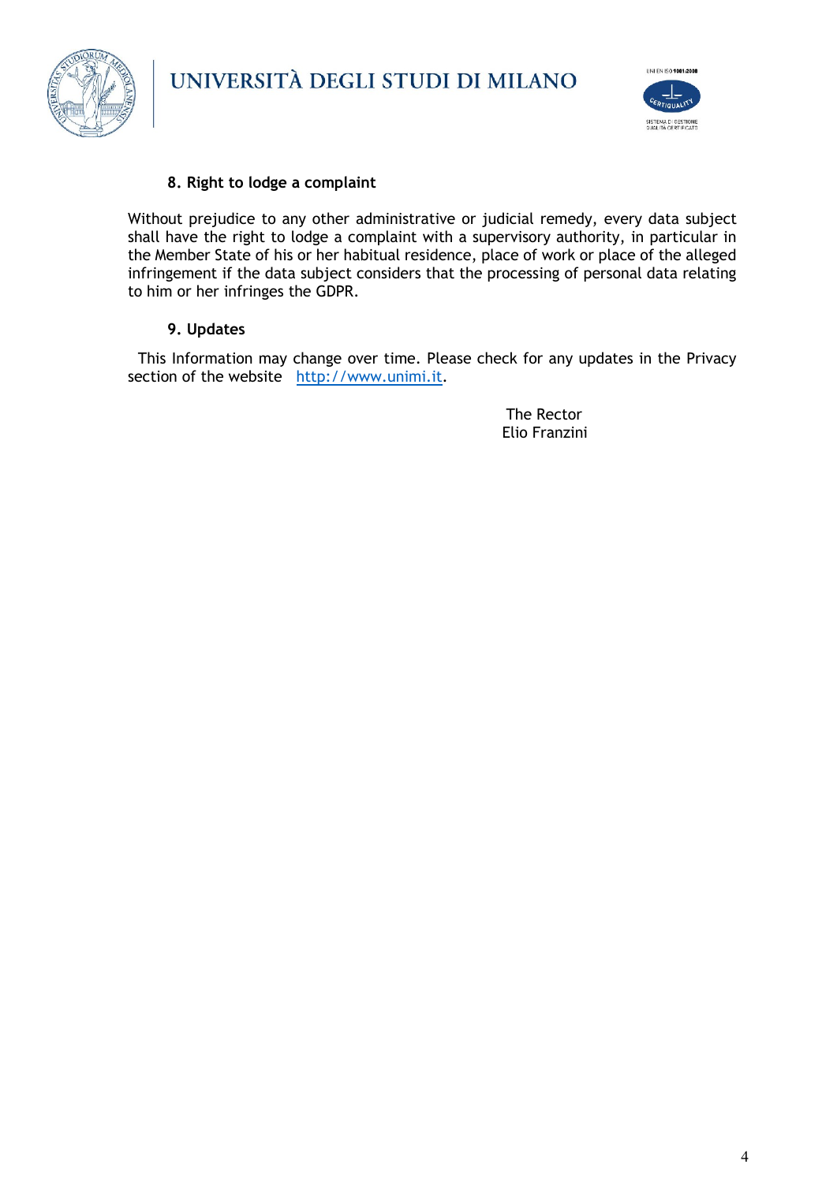### 8. Right to lodge a complaint

Without prejudice to any other administrative or judicial remedy, every data subject shall have the right to lodge a complaint with a supervisory authority, in particular in the Member State of his or her habitual residence, place of work or place of the alleged infringement if the data subject considers that the processing of personal data relating to him or her infringes the GDPR.

### 9. Updates

This Information may change over time. Please check for any updates in the Privacy section of the website [http://www.unimi.it](http://www.unimi.it).

The Rector
Elio Franzini